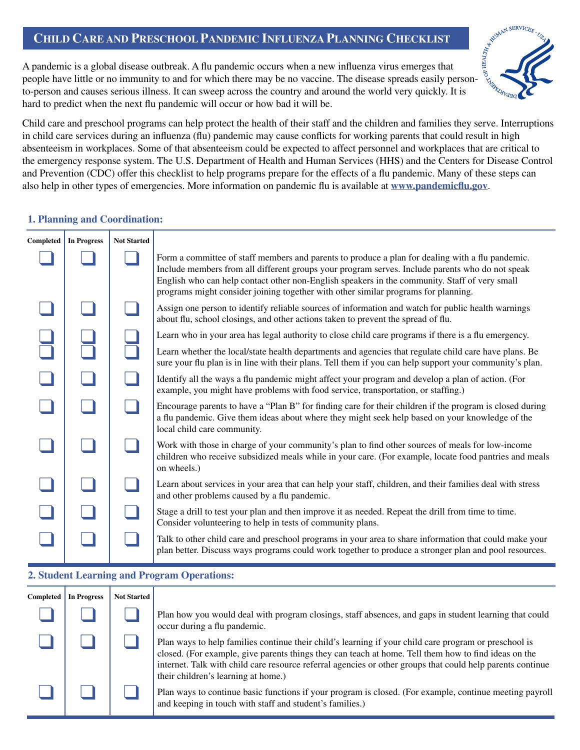# Child Care and Preschool Pandemic Influenza Planning Checklist

A pandemic is a global disease outbreak. A flu pandemic occurs when a new influenza virus emerges that people have little or no immunity to and for which there may be no vaccine. The disease spreads easily person-to-person and causes serious illness. It can sweep across the country and around the world very quickly. It is hard to predict when the next flu pandemic will occur or how bad it will be.

Child care and preschool programs can help protect the health of their staff and the children and families they serve. Interruptions in child care services during an influenza (flu) pandemic may cause conflicts for working parents that could result in high absenteeism in workplaces. Some of that absenteeism could be expected to affect personnel and workplaces that are critical to the emergency response system. The U.S. Department of Health and Human Services (HHS) and the Centers for Disease Control and Prevention (CDC) offer this checklist to help programs prepare for the effects of a flu pandemic. Many of these steps can also help in other types of emergencies. More information on pandemic flu is available at **www.pandemicflu.gov**.

## 1. Planning and Coordination:

| Completed | In Progress | Not Started | |
|---|---|---|---|
| ☐ | ☐ | ☐ | Form a committee of staff members and parents to produce a plan for dealing with a flu pandemic. Include members from all different groups your program serves. Include parents who do not speak English who can help contact other non-English speakers in the community. Staff of very small programs might consider joining together with other similar programs for planning. |
| ☐ | ☐ | ☐ | Assign one person to identify reliable sources of information and watch for public health warnings about flu, school closings, and other actions taken to prevent the spread of flu. |
| ☐ | ☐ | ☐ | Learn who in your area has legal authority to close child care programs if there is a flu emergency. |
| ☐ | ☐ | ☐ | Learn whether the local/state health departments and agencies that regulate child care have plans. Be sure your flu plan is in line with their plans. Tell them if you can help support your community's plan. |
| ☐ | ☐ | ☐ | Identify all the ways a flu pandemic might affect your program and develop a plan of action. (For example, you might have problems with food service, transportation, or staffing.) |
| ☐ | ☐ | ☐ | Encourage parents to have a "Plan B" for finding care for their children if the program is closed during a flu pandemic. Give them ideas about where they might seek help based on your knowledge of the local child care community. |
| ☐ | ☐ | ☐ | Work with those in charge of your community's plan to find other sources of meals for low-income children who receive subsidized meals while in your care. (For example, locate food pantries and meals on wheels.) |
| ☐ | ☐ | ☐ | Learn about services in your area that can help your staff, children, and their families deal with stress and other problems caused by a flu pandemic. |
| ☐ | ☐ | ☐ | Stage a drill to test your plan and then improve it as needed. Repeat the drill from time to time. Consider volunteering to help in tests of community plans. |
| ☐ | ☐ | ☐ | Talk to other child care and preschool programs in your area to share information that could make your plan better. Discuss ways programs could work together to produce a stronger plan and pool resources. |

## 2. Student Learning and Program Operations:

| Completed | In Progress | Not Started | |
|---|---|---|---|
| ☐ | ☐ | ☐ | Plan how you would deal with program closings, staff absences, and gaps in student learning that could occur during a flu pandemic. |
| ☐ | ☐ | ☐ | Plan ways to help families continue their child's learning if your child care program or preschool is closed. (For example, give parents things they can teach at home. Tell them how to find ideas on the internet. Talk with child care resource referral agencies or other groups that could help parents continue their children's learning at home.) |
| ☐ | ☐ | ☐ | Plan ways to continue basic functions if your program is closed. (For example, continue meeting payroll and keeping in touch with staff and student's families.) |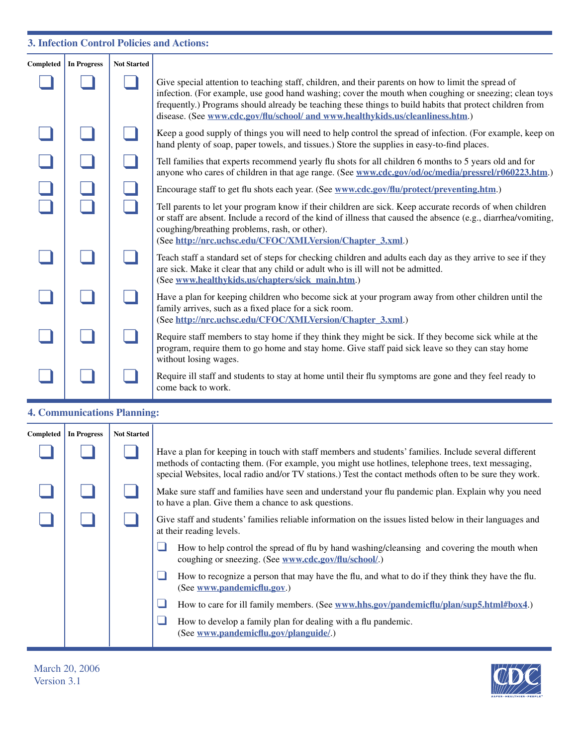## 3. Infection Control Policies and Actions:

| Completed | In Progress | Not Started | |
|---|---|---|---|
| ❑ | ❑ | ❑ | Give special attention to teaching staff, children, and their parents on how to limit the spread of infection. (For example, use good hand washing; cover the mouth when coughing or sneezing; clean toys frequently.) Programs should already be teaching these things to build habits that protect children from disease. (See www.cdc.gov/flu/school/ and www.healthykids.us/cleanliness.htm.) |
| ❑ | ❑ | ❑ | Keep a good supply of things you will need to help control the spread of infection. (For example, keep on hand plenty of soap, paper towels, and tissues.) Store the supplies in easy-to-find places. |
| ❑ | ❑ | ❑ | Tell families that experts recommend yearly flu shots for all children 6 months to 5 years old and for anyone who cares of children in that age range. (See www.cdc.gov/od/oc/media/pressrel/r060223.htm.) |
| ❑ | ❑ | ❑ | Encourage staff to get flu shots each year. (See www.cdc.gov/flu/protect/preventing.htm.) |
| ❑ | ❑ | ❑ | Tell parents to let your program know if their children are sick. Keep accurate records of when children or staff are absent. Include a record of the kind of illness that caused the absence (e.g., diarrhea/vomiting, coughing/breathing problems, rash, or other). (See http://nrc.uchsc.edu/CFOC/XMLVersion/Chapter_3.xml.) |
| ❑ | ❑ | ❑ | Teach staff a standard set of steps for checking children and adults each day as they arrive to see if they are sick. Make it clear that any child or adult who is ill will not be admitted. (See www.healthykids.us/chapters/sick_main.htm.) |
| ❑ | ❑ | ❑ | Have a plan for keeping children who become sick at your program away from other children until the family arrives, such as a fixed place for a sick room. (See http://nrc.uchsc.edu/CFOC/XMLVersion/Chapter_3.xml.) |
| ❑ | ❑ | ❑ | Require staff members to stay home if they think they might be sick. If they become sick while at the program, require them to go home and stay home. Give staff paid sick leave so they can stay home without losing wages. |
| ❑ | ❑ | ❑ | Require ill staff and students to stay at home until their flu symptoms are gone and they feel ready to come back to work. |

## 4. Communications Planning:

| Completed | In Progress | Not Started | |
|---|---|---|---|
| ❑ | ❑ | ❑ | Have a plan for keeping in touch with staff members and students' families. Include several different methods of contacting them. (For example, you might use hotlines, telephone trees, text messaging, special Websites, local radio and/or TV stations.) Test the contact methods often to be sure they work. |
| ❑ | ❑ | ❑ | Make sure staff and families have seen and understand your flu pandemic plan. Explain why you need to have a plan. Give them a chance to ask questions. |
| ❑ | ❑ | ❑ | Give staff and students' families reliable information on the issues listed below in their languages and at their reading levels.<br>❑ How to help control the spread of flu by hand washing/cleansing and covering the mouth when coughing or sneezing. (See www.cdc.gov/flu/school/.)<br>❑ How to recognize a person that may have the flu, and what to do if they think they have the flu. (See www.pandemicflu.gov.)<br>❑ How to care for ill family members. (See www.hhs.gov/pandemicflu/plan/sup5.html#box4.)<br>❑ How to develop a family plan for dealing with a flu pandemic. (See www.pandemicflu.gov/planguide/.) |

March 20, 2006
Version 3.1